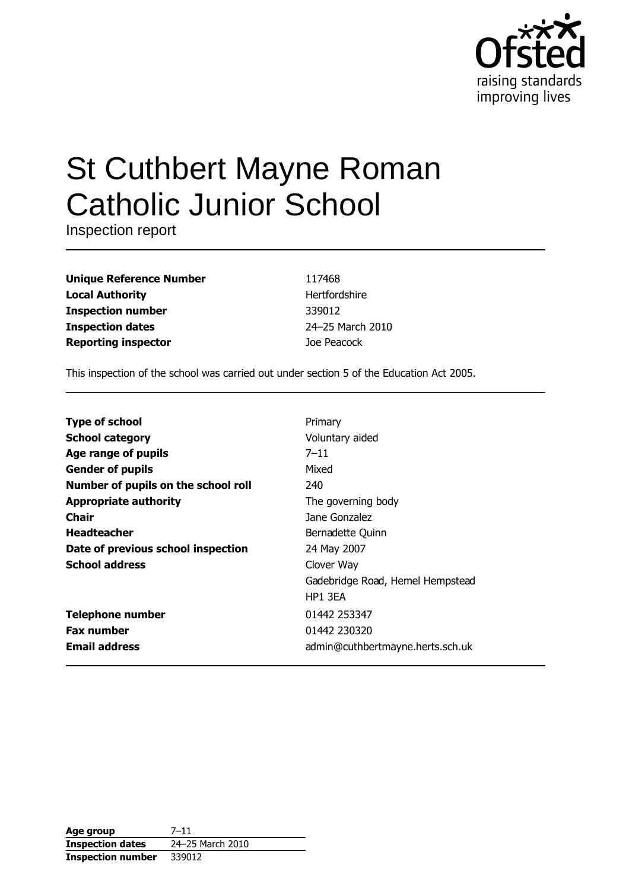Ofsted
raising standards
improving lives

# St Cuthbert Mayne Roman Catholic Junior School

Inspection report

| | |
|---|---|
| **Unique Reference Number** | 117468 |
| **Local Authority** | Hertfordshire |
| **Inspection number** | 339012 |
| **Inspection dates** | 24–25 March 2010 |
| **Reporting inspector** | Joe Peacock |

This inspection of the school was carried out under section 5 of the Education Act 2005.

| | |
|---|---|
| **Type of school** | Primary |
| **School category** | Voluntary aided |
| **Age range of pupils** | 7–11 |
| **Gender of pupils** | Mixed |
| **Number of pupils on the school roll** | 240 |
| **Appropriate authority** | The governing body |
| **Chair** | Jane Gonzalez |
| **Headteacher** | Bernadette Quinn |
| **Date of previous school inspection** | 24 May 2007 |
| **School address** | Clover Way<br>Gadebridge Road, Hemel Hempstead<br>HP1 3EA |
| **Telephone number** | 01442 253347 |
| **Fax number** | 01442 230320 |
| **Email address** | admin@cuthbertmayne.herts.sch.uk |

| | |
|---|---|
| **Age group** | 7–11 |
| **Inspection dates** | 24–25 March 2010 |
| **Inspection number** | 339012 |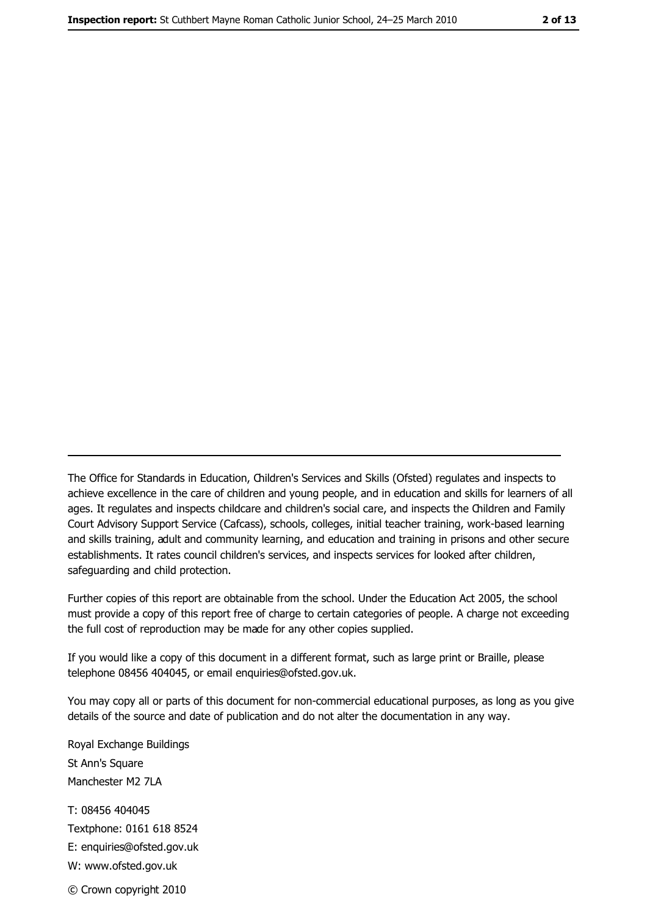The Office for Standards in Education, Children's Services and Skills (Ofsted) regulates and inspects to achieve excellence in the care of children and young people, and in education and skills for learners of all ages. It regulates and inspects childcare and children's social care, and inspects the Children and Family Court Advisory Support Service (Cafcass), schools, colleges, initial teacher training, work-based learning and skills training, adult and community learning, and education and training in prisons and other secure establishments. It rates council children's services, and inspects services for looked after children, safeguarding and child protection.

Further copies of this report are obtainable from the school. Under the Education Act 2005, the school must provide a copy of this report free of charge to certain categories of people. A charge not exceeding the full cost of reproduction may be made for any other copies supplied.

If you would like a copy of this document in a different format, such as large print or Braille, please telephone 08456 404045, or email enquiries@ofsted.gov.uk.

You may copy all or parts of this document for non-commercial educational purposes, as long as you give details of the source and date of publication and do not alter the documentation in any way.

Royal Exchange Buildings
St Ann's Square
Manchester M2 7LA

T: 08456 404045
Textphone: 0161 618 8524
E: enquiries@ofsted.gov.uk
W: www.ofsted.gov.uk

© Crown copyright 2010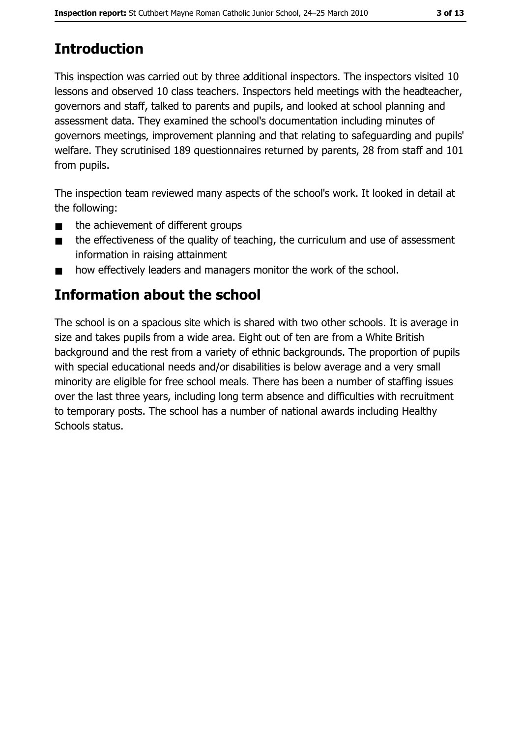## Introduction

This inspection was carried out by three additional inspectors. The inspectors visited 10 lessons and observed 10 class teachers. Inspectors held meetings with the headteacher, governors and staff, talked to parents and pupils, and looked at school planning and assessment data. They examined the school's documentation including minutes of governors meetings, improvement planning and that relating to safeguarding and pupils' welfare. They scrutinised 189 questionnaires returned by parents, 28 from staff and 101 from pupils.

The inspection team reviewed many aspects of the school's work. It looked in detail at the following:

- the achievement of different groups
- the effectiveness of the quality of teaching, the curriculum and use of assessment information in raising attainment
- how effectively leaders and managers monitor the work of the school.

## Information about the school

The school is on a spacious site which is shared with two other schools. It is average in size and takes pupils from a wide area. Eight out of ten are from a White British background and the rest from a variety of ethnic backgrounds. The proportion of pupils with special educational needs and/or disabilities is below average and a very small minority are eligible for free school meals. There has been a number of staffing issues over the last three years, including long term absence and difficulties with recruitment to temporary posts. The school has a number of national awards including Healthy Schools status.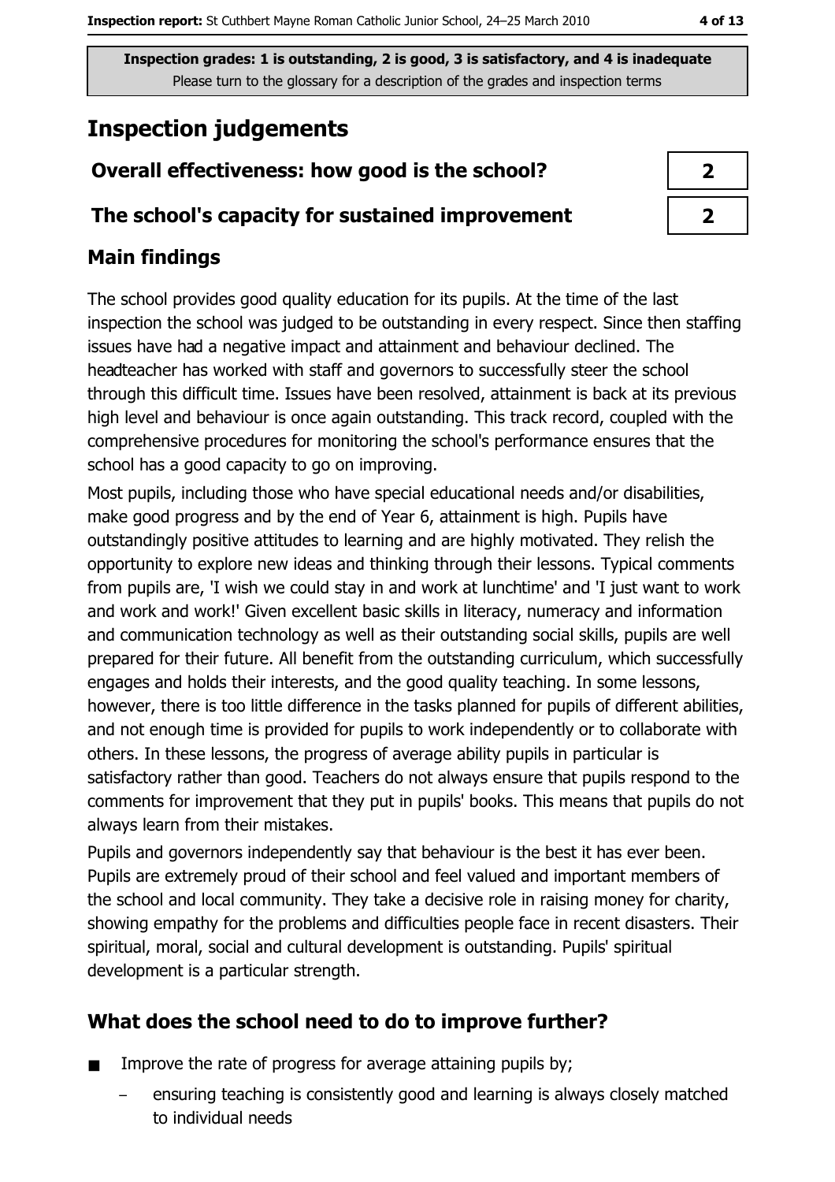Inspection grades: 1 is outstanding, 2 is good, 3 is satisfactory, and 4 is inadequate
Please turn to the glossary for a description of the grades and inspection terms

# Inspection judgements

| Overall effectiveness: how good is the school? | 2 |
| --- | --- |
| The school's capacity for sustained improvement | 2 |

## Main findings

The school provides good quality education for its pupils. At the time of the last inspection the school was judged to be outstanding in every respect. Since then staffing issues have had a negative impact and attainment and behaviour declined. The headteacher has worked with staff and governors to successfully steer the school through this difficult time. Issues have been resolved, attainment is back at its previous high level and behaviour is once again outstanding. This track record, coupled with the comprehensive procedures for monitoring the school's performance ensures that the school has a good capacity to go on improving.

Most pupils, including those who have special educational needs and/or disabilities, make good progress and by the end of Year 6, attainment is high. Pupils have outstandingly positive attitudes to learning and are highly motivated. They relish the opportunity to explore new ideas and thinking through their lessons. Typical comments from pupils are, 'I wish we could stay in and work at lunchtime' and 'I just want to work and work and work!' Given excellent basic skills in literacy, numeracy and information and communication technology as well as their outstanding social skills, pupils are well prepared for their future. All benefit from the outstanding curriculum, which successfully engages and holds their interests, and the good quality teaching. In some lessons, however, there is too little difference in the tasks planned for pupils of different abilities, and not enough time is provided for pupils to work independently or to collaborate with others. In these lessons, the progress of average ability pupils in particular is satisfactory rather than good. Teachers do not always ensure that pupils respond to the comments for improvement that they put in pupils' books. This means that pupils do not always learn from their mistakes.

Pupils and governors independently say that behaviour is the best it has ever been. Pupils are extremely proud of their school and feel valued and important members of the school and local community. They take a decisive role in raising money for charity, showing empathy for the problems and difficulties people face in recent disasters. Their spiritual, moral, social and cultural development is outstanding. Pupils' spiritual development is a particular strength.

## What does the school need to do to improve further?

- Improve the rate of progress for average attaining pupils by;
  - ensuring teaching is consistently good and learning is always closely matched to individual needs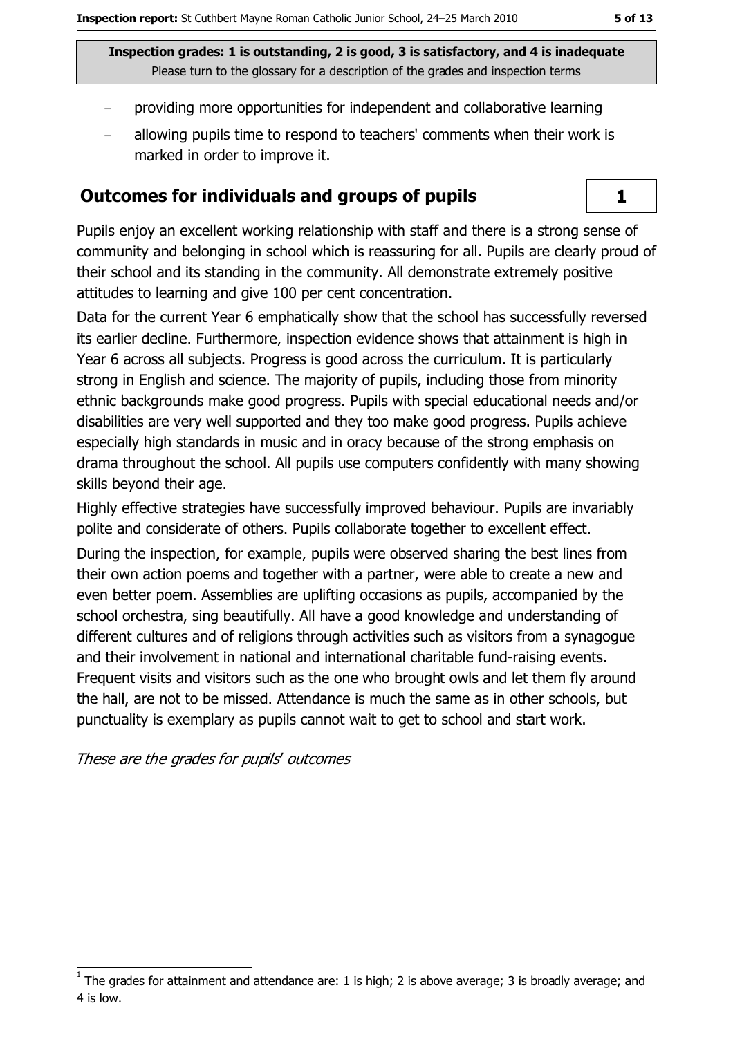- providing more opportunities for independent and collaborative learning
- allowing pupils time to respond to teachers' comments when their work is marked in order to improve it.

## Outcomes for individuals and groups of pupils

**1**

Pupils enjoy an excellent working relationship with staff and there is a strong sense of community and belonging in school which is reassuring for all. Pupils are clearly proud of their school and its standing in the community. All demonstrate extremely positive attitudes to learning and give 100 per cent concentration.

Data for the current Year 6 emphatically show that the school has successfully reversed its earlier decline. Furthermore, inspection evidence shows that attainment is high in Year 6 across all subjects. Progress is good across the curriculum. It is particularly strong in English and science. The majority of pupils, including those from minority ethnic backgrounds make good progress. Pupils with special educational needs and/or disabilities are very well supported and they too make good progress. Pupils achieve especially high standards in music and in oracy because of the strong emphasis on drama throughout the school. All pupils use computers confidently with many showing skills beyond their age.

Highly effective strategies have successfully improved behaviour. Pupils are invariably polite and considerate of others. Pupils collaborate together to excellent effect.

During the inspection, for example, pupils were observed sharing the best lines from their own action poems and together with a partner, were able to create a new and even better poem. Assemblies are uplifting occasions as pupils, accompanied by the school orchestra, sing beautifully. All have a good knowledge and understanding of different cultures and of religions through activities such as visitors from a synagogue and their involvement in national and international charitable fund-raising events. Frequent visits and visitors such as the one who brought owls and let them fly around the hall, are not to be missed. Attendance is much the same as in other schools, but punctuality is exemplary as pupils cannot wait to get to school and start work.

*These are the grades for pupils' outcomes*

[1] The grades for attainment and attendance are: 1 is high; 2 is above average; 3 is broadly average; and 4 is low.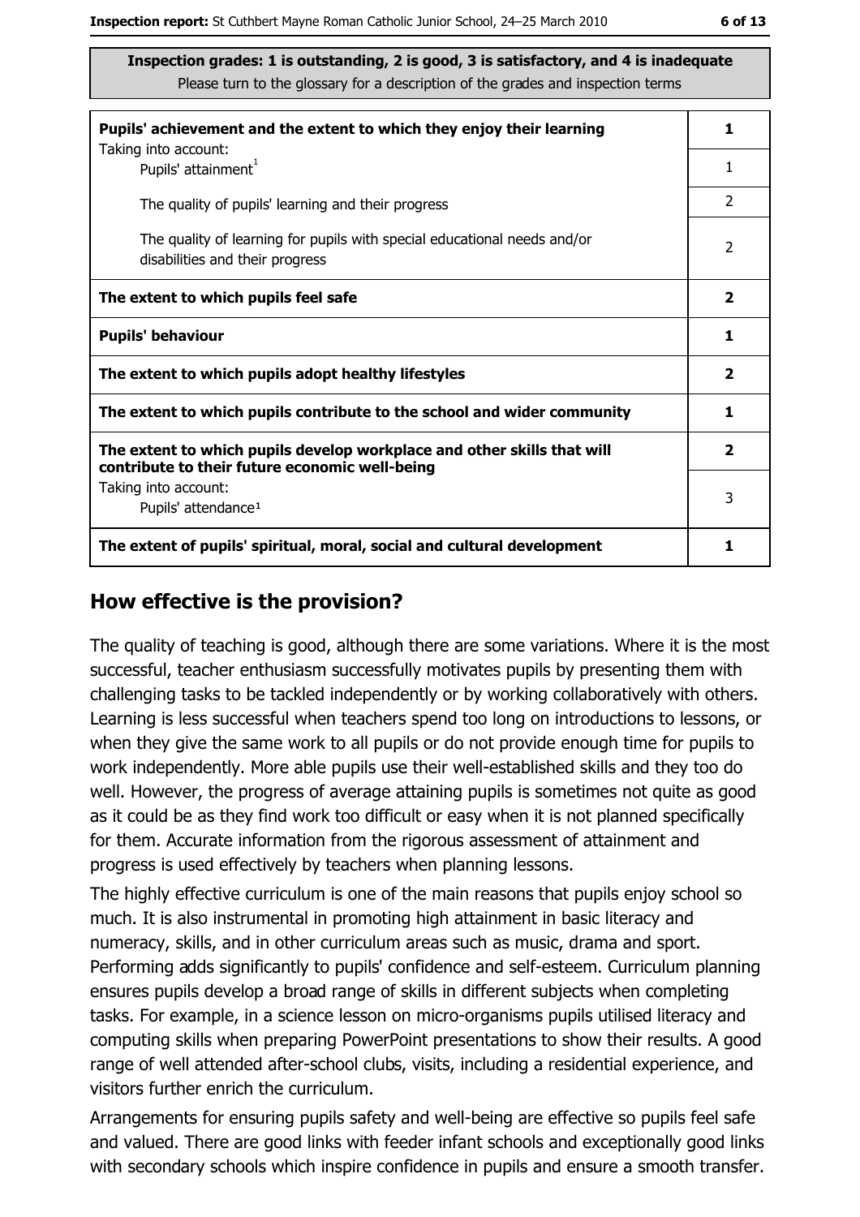**Inspection grades: 1 is outstanding, 2 is good, 3 is satisfactory, and 4 is inadequate**
Please turn to the glossary for a description of the grades and inspection terms

| | |
|---|---|
| **Pupils' achievement and the extent to which they enjoy their learning** | **1** |
| Taking into account: Pupils' attainment[1] | 1 |
| The quality of pupils' learning and their progress | 2 |
| The quality of learning for pupils with special educational needs and/or disabilities and their progress | 2 |
| **The extent to which pupils feel safe** | **2** |
| **Pupils' behaviour** | **1** |
| **The extent to which pupils adopt healthy lifestyles** | **2** |
| **The extent to which pupils contribute to the school and wider community** | **1** |
| **The extent to which pupils develop workplace and other skills that will contribute to their future economic well-being** | **2** |
| Taking into account: Pupils' attendance[1] | 3 |
| **The extent of pupils' spiritual, moral, social and cultural development** | **1** |

## How effective is the provision?

The quality of teaching is good, although there are some variations. Where it is the most successful, teacher enthusiasm successfully motivates pupils by presenting them with challenging tasks to be tackled independently or by working collaboratively with others. Learning is less successful when teachers spend too long on introductions to lessons, or when they give the same work to all pupils or do not provide enough time for pupils to work independently. More able pupils use their well-established skills and they too do well. However, the progress of average attaining pupils is sometimes not quite as good as it could be as they find work too difficult or easy when it is not planned specifically for them. Accurate information from the rigorous assessment of attainment and progress is used effectively by teachers when planning lessons.

The highly effective curriculum is one of the main reasons that pupils enjoy school so much. It is also instrumental in promoting high attainment in basic literacy and numeracy, skills, and in other curriculum areas such as music, drama and sport. Performing adds significantly to pupils' confidence and self-esteem. Curriculum planning ensures pupils develop a broad range of skills in different subjects when completing tasks. For example, in a science lesson on micro-organisms pupils utilised literacy and computing skills when preparing PowerPoint presentations to show their results. A good range of well attended after-school clubs, visits, including a residential experience, and visitors further enrich the curriculum.

Arrangements for ensuring pupils safety and well-being are effective so pupils feel safe and valued. There are good links with feeder infant schools and exceptionally good links with secondary schools which inspire confidence in pupils and ensure a smooth transfer.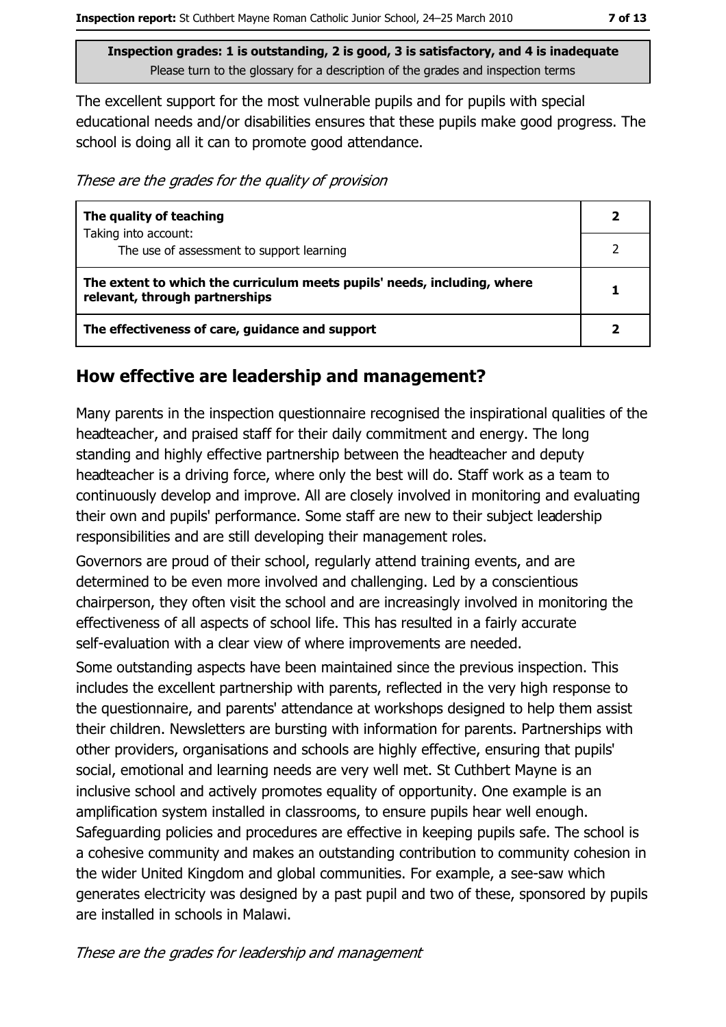**Inspection grades: 1 is outstanding, 2 is good, 3 is satisfactory, and 4 is inadequate**
Please turn to the glossary for a description of the grades and inspection terms

The excellent support for the most vulnerable pupils and for pupils with special educational needs and/or disabilities ensures that these pupils make good progress. The school is doing all it can to promote good attendance.

*These are the grades for the quality of provision*

| | |
|---|---|
| **The quality of teaching**<br>Taking into account: | **2** |
| The use of assessment to support learning | 2 |
| **The extent to which the curriculum meets pupils' needs, including, where relevant, through partnerships** | **1** |
| **The effectiveness of care, guidance and support** | **2** |

## How effective are leadership and management?

Many parents in the inspection questionnaire recognised the inspirational qualities of the headteacher, and praised staff for their daily commitment and energy. The long standing and highly effective partnership between the headteacher and deputy headteacher is a driving force, where only the best will do. Staff work as a team to continuously develop and improve. All are closely involved in monitoring and evaluating their own and pupils' performance. Some staff are new to their subject leadership responsibilities and are still developing their management roles.

Governors are proud of their school, regularly attend training events, and are determined to be even more involved and challenging. Led by a conscientious chairperson, they often visit the school and are increasingly involved in monitoring the effectiveness of all aspects of school life. This has resulted in a fairly accurate self-evaluation with a clear view of where improvements are needed.

Some outstanding aspects have been maintained since the previous inspection. This includes the excellent partnership with parents, reflected in the very high response to the questionnaire, and parents' attendance at workshops designed to help them assist their children. Newsletters are bursting with information for parents. Partnerships with other providers, organisations and schools are highly effective, ensuring that pupils' social, emotional and learning needs are very well met. St Cuthbert Mayne is an inclusive school and actively promotes equality of opportunity. One example is an amplification system installed in classrooms, to ensure pupils hear well enough. Safeguarding policies and procedures are effective in keeping pupils safe. The school is a cohesive community and makes an outstanding contribution to community cohesion in the wider United Kingdom and global communities. For example, a see-saw which generates electricity was designed by a past pupil and two of these, sponsored by pupils are installed in schools in Malawi.

*These are the grades for leadership and management*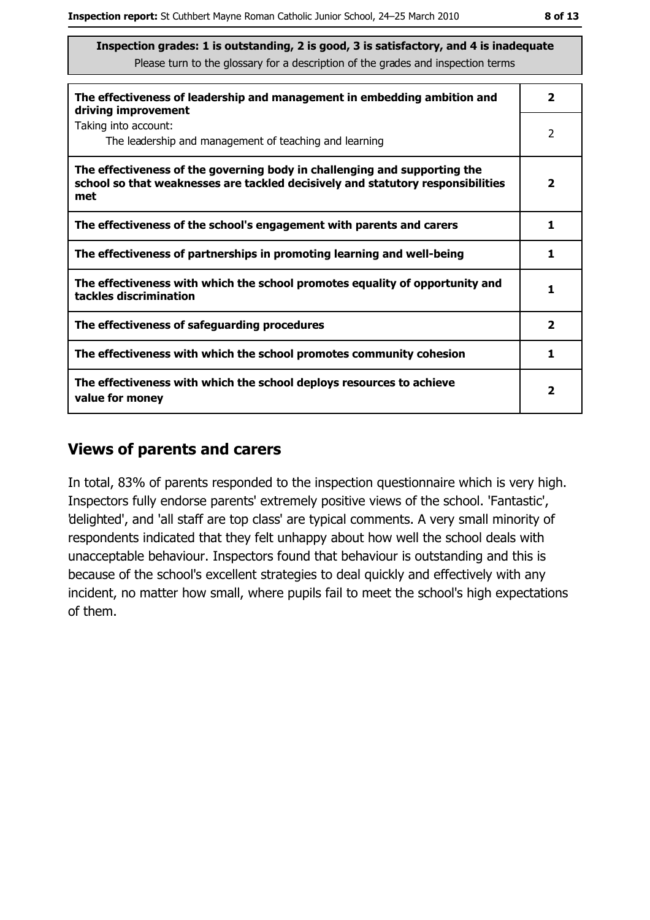**Inspection grades: 1 is outstanding, 2 is good, 3 is satisfactory, and 4 is inadequate**
Please turn to the glossary for a description of the grades and inspection terms

| | |
|---|---|
| **The effectiveness of leadership and management in embedding ambition and driving improvement** | **2** |
| Taking into account:<br>The leadership and management of teaching and learning | 2 |
| **The effectiveness of the governing body in challenging and supporting the school so that weaknesses are tackled decisively and statutory responsibilities met** | **2** |
| **The effectiveness of the school's engagement with parents and carers** | **1** |
| **The effectiveness of partnerships in promoting learning and well-being** | **1** |
| **The effectiveness with which the school promotes equality of opportunity and tackles discrimination** | **1** |
| **The effectiveness of safeguarding procedures** | **2** |
| **The effectiveness with which the school promotes community cohesion** | **1** |
| **The effectiveness with which the school deploys resources to achieve value for money** | **2** |

## Views of parents and carers

In total, 83% of parents responded to the inspection questionnaire which is very high. Inspectors fully endorse parents' extremely positive views of the school. 'Fantastic', 'delighted', and 'all staff are top class' are typical comments. A very small minority of respondents indicated that they felt unhappy about how well the school deals with unacceptable behaviour. Inspectors found that behaviour is outstanding and this is because of the school's excellent strategies to deal quickly and effectively with any incident, no matter how small, where pupils fail to meet the school's high expectations of them.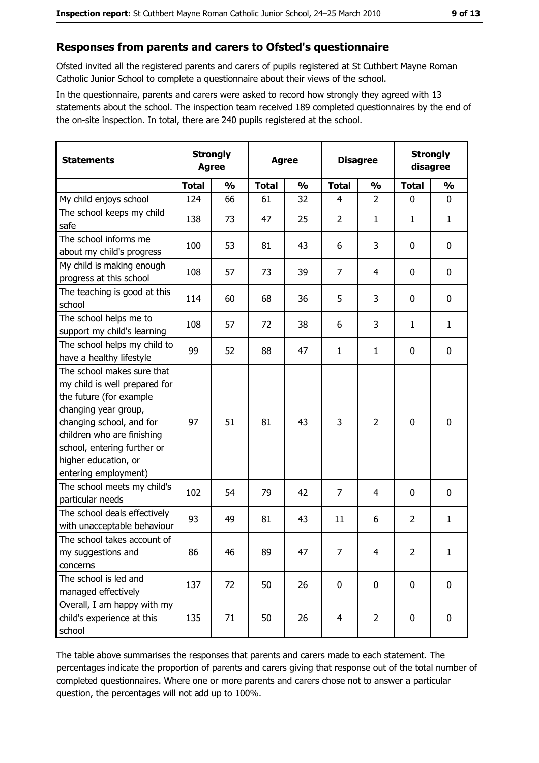## Responses from parents and carers to Ofsted's questionnaire

Ofsted invited all the registered parents and carers of pupils registered at St Cuthbert Mayne Roman Catholic Junior School to complete a questionnaire about their views of the school.

In the questionnaire, parents and carers were asked to record how strongly they agreed with 13 statements about the school. The inspection team received 189 completed questionnaires by the end of the on-site inspection. In total, there are 240 pupils registered at the school.

| Statements | Strongly Agree | | Agree | | Disagree | | Strongly disagree | |
|---|---|---|---|---|---|---|---|---|
| | Total | % | Total | % | Total | % | Total | % |
| My child enjoys school | 124 | 66 | 61 | 32 | 4 | 2 | 0 | 0 |
| The school keeps my child safe | 138 | 73 | 47 | 25 | 2 | 1 | 1 | 1 |
| The school informs me about my child's progress | 100 | 53 | 81 | 43 | 6 | 3 | 0 | 0 |
| My child is making enough progress at this school | 108 | 57 | 73 | 39 | 7 | 4 | 0 | 0 |
| The teaching is good at this school | 114 | 60 | 68 | 36 | 5 | 3 | 0 | 0 |
| The school helps me to support my child's learning | 108 | 57 | 72 | 38 | 6 | 3 | 1 | 1 |
| The school helps my child to have a healthy lifestyle | 99 | 52 | 88 | 47 | 1 | 1 | 0 | 0 |
| The school makes sure that my child is well prepared for the future (for example changing year group, changing school, and for children who are finishing school, entering further or higher education, or entering employment) | 97 | 51 | 81 | 43 | 3 | 2 | 0 | 0 |
| The school meets my child's particular needs | 102 | 54 | 79 | 42 | 7 | 4 | 0 | 0 |
| The school deals effectively with unacceptable behaviour | 93 | 49 | 81 | 43 | 11 | 6 | 2 | 1 |
| The school takes account of my suggestions and concerns | 86 | 46 | 89 | 47 | 7 | 4 | 2 | 1 |
| The school is led and managed effectively | 137 | 72 | 50 | 26 | 0 | 0 | 0 | 0 |
| Overall, I am happy with my child's experience at this school | 135 | 71 | 50 | 26 | 4 | 2 | 0 | 0 |

The table above summarises the responses that parents and carers made to each statement. The percentages indicate the proportion of parents and carers giving that response out of the total number of completed questionnaires. Where one or more parents and carers chose not to answer a particular question, the percentages will not add up to 100%.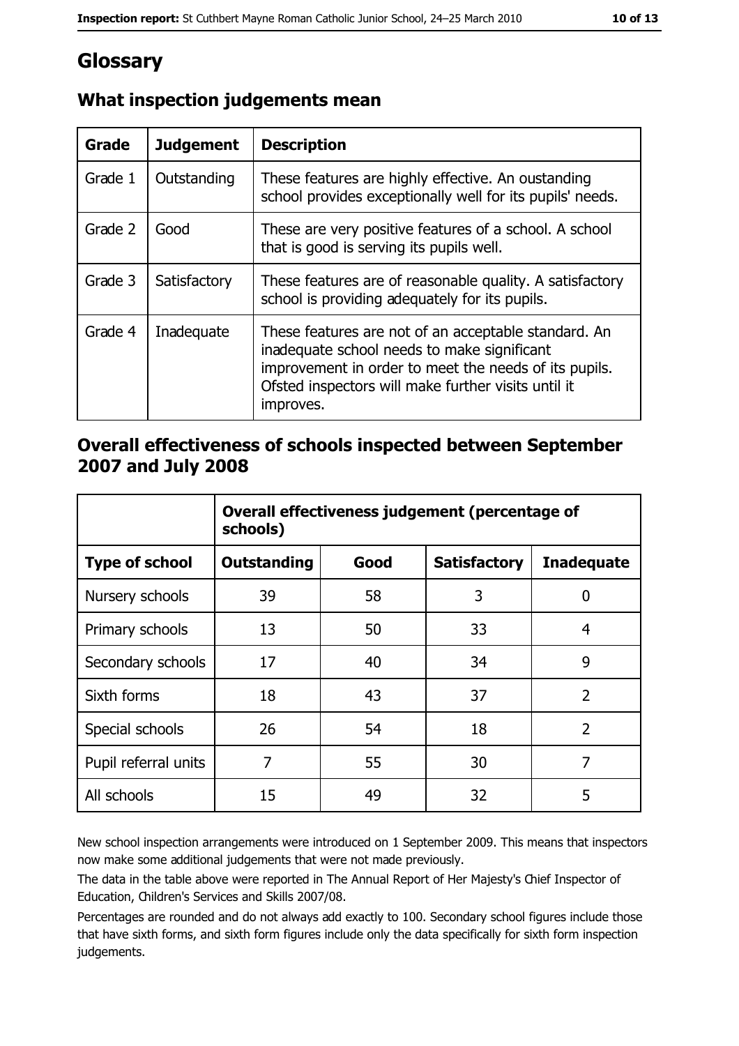# Glossary

## What inspection judgements mean

| Grade | Judgement | Description |
| --- | --- | --- |
| Grade 1 | Outstanding | These features are highly effective. An oustanding school provides exceptionally well for its pupils' needs. |
| Grade 2 | Good | These are very positive features of a school. A school that is good is serving its pupils well. |
| Grade 3 | Satisfactory | These features are of reasonable quality. A satisfactory school is providing adequately for its pupils. |
| Grade 4 | Inadequate | These features are not of an acceptable standard. An inadequate school needs to make significant improvement in order to meet the needs of its pupils. Ofsted inspectors will make further visits until it improves. |

## Overall effectiveness of schools inspected between September 2007 and July 2008

| | **Overall effectiveness judgement (percentage of schools)** | | | |
| --- | --- | --- | --- | --- |
| **Type of school** | **Outstanding** | **Good** | **Satisfactory** | **Inadequate** |
| Nursery schools | 39 | 58 | 3 | 0 |
| Primary schools | 13 | 50 | 33 | 4 |
| Secondary schools | 17 | 40 | 34 | 9 |
| Sixth forms | 18 | 43 | 37 | 2 |
| Special schools | 26 | 54 | 18 | 2 |
| Pupil referral units | 7 | 55 | 30 | 7 |
| All schools | 15 | 49 | 32 | 5 |

New school inspection arrangements were introduced on 1 September 2009. This means that inspectors now make some additional judgements that were not made previously.

The data in the table above were reported in The Annual Report of Her Majesty's Chief Inspector of Education, Children's Services and Skills 2007/08.

Percentages are rounded and do not always add exactly to 100. Secondary school figures include those that have sixth forms, and sixth form figures include only the data specifically for sixth form inspection judgements.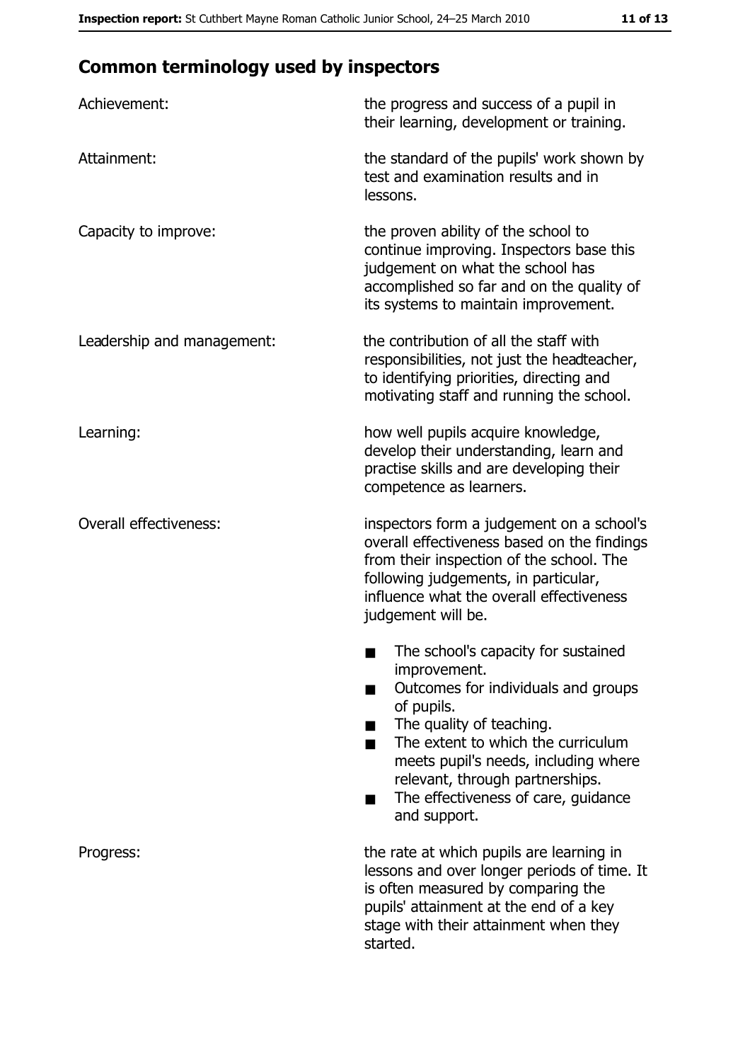## Common terminology used by inspectors

**Achievement:** the progress and success of a pupil in their learning, development or training.

**Attainment:** the standard of the pupils' work shown by test and examination results and in lessons.

**Capacity to improve:** the proven ability of the school to continue improving. Inspectors base this judgement on what the school has accomplished so far and on the quality of its systems to maintain improvement.

**Leadership and management:** the contribution of all the staff with responsibilities, not just the headteacher, to identifying priorities, directing and motivating staff and running the school.

**Learning:** how well pupils acquire knowledge, develop their understanding, learn and practise skills and are developing their competence as learners.

**Overall effectiveness:** inspectors form a judgement on a school's overall effectiveness based on the findings from their inspection of the school. The following judgements, in particular, influence what the overall effectiveness judgement will be.

- The school's capacity for sustained improvement.
- Outcomes for individuals and groups of pupils.
- The quality of teaching.
- The extent to which the curriculum meets pupil's needs, including where relevant, through partnerships.
- The effectiveness of care, guidance and support.

**Progress:** the rate at which pupils are learning in lessons and over longer periods of time. It is often measured by comparing the pupils' attainment at the end of a key stage with their attainment when they started.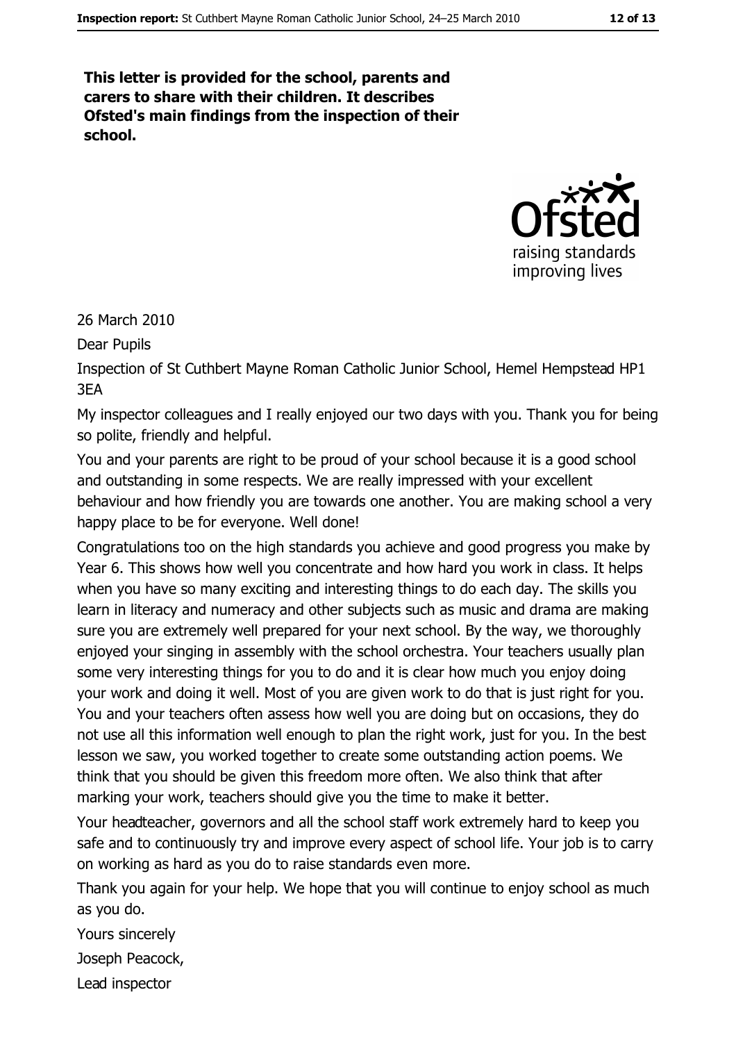**This letter is provided for the school, parents and carers to share with their children. It describes Ofsted's main findings from the inspection of their school.**

26 March 2010

Dear Pupils

Inspection of St Cuthbert Mayne Roman Catholic Junior School, Hemel Hempstead HP1 3EA

My inspector colleagues and I really enjoyed our two days with you. Thank you for being so polite, friendly and helpful.

You and your parents are right to be proud of your school because it is a good school and outstanding in some respects. We are really impressed with your excellent behaviour and how friendly you are towards one another. You are making school a very happy place to be for everyone. Well done!

Congratulations too on the high standards you achieve and good progress you make by Year 6. This shows how well you concentrate and how hard you work in class. It helps when you have so many exciting and interesting things to do each day. The skills you learn in literacy and numeracy and other subjects such as music and drama are making sure you are extremely well prepared for your next school. By the way, we thoroughly enjoyed your singing in assembly with the school orchestra. Your teachers usually plan some very interesting things for you to do and it is clear how much you enjoy doing your work and doing it well. Most of you are given work to do that is just right for you. You and your teachers often assess how well you are doing but on occasions, they do not use all this information well enough to plan the right work, just for you. In the best lesson we saw, you worked together to create some outstanding action poems. We think that you should be given this freedom more often. We also think that after marking your work, teachers should give you the time to make it better.

Your headteacher, governors and all the school staff work extremely hard to keep you safe and to continuously try and improve every aspect of school life. Your job is to carry on working as hard as you do to raise standards even more.

Thank you again for your help. We hope that you will continue to enjoy school as much as you do.

Yours sincerely

Joseph Peacock,

Lead inspector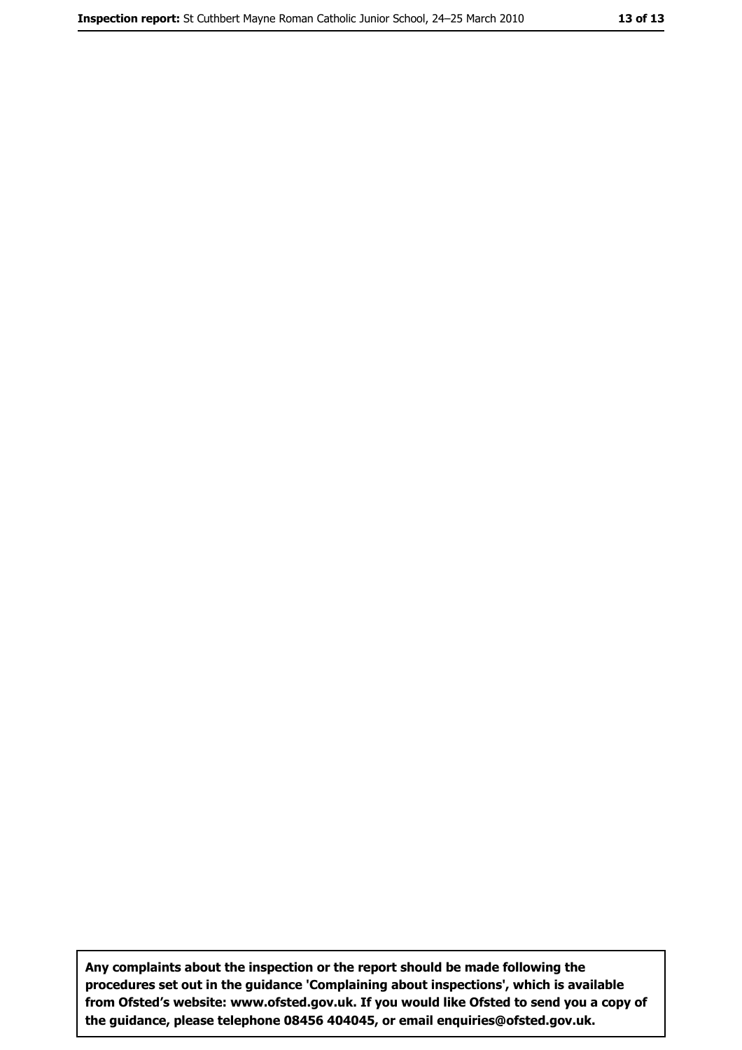**Any complaints about the inspection or the report should be made following the procedures set out in the guidance 'Complaining about inspections', which is available from Ofsted's website: www.ofsted.gov.uk. If you would like Ofsted to send you a copy of the guidance, please telephone 08456 404045, or email enquiries@ofsted.gov.uk.**